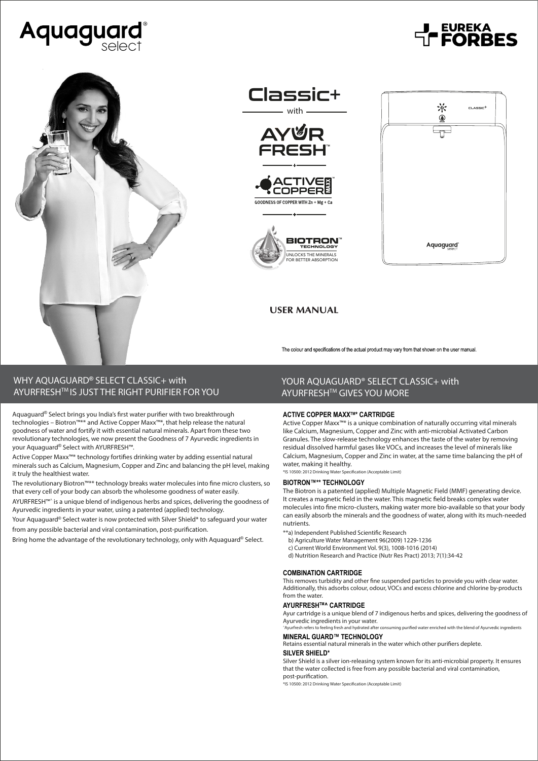# Aquaguard® select

EUREKA FORBES

## Classic+

with

AYURFRESH™

ACTIVE COPPER MAXX™

GOODNESS OF COPPER WITH Zn + Mg + Ca

BIOTRON™ TECHNOLOGY

UNLOCKS THE MINERALS FOR BETTER ABSORPTION

CLASSIC+

Aquaguard® select

## USER MANUAL

The colour and specifications of the actual product may vary from that shown on the user manual.

## WHY AQUAGUARD® SELECT CLASSIC+ with AYURFRESH™ IS JUST THE RIGHT PURIFIER FOR YOU

Aquaguard® Select brings you India's first water purifier with two breakthrough technologies – Biotron™** and Active Copper Maxx™*, that help release the natural goodness of water and fortify it with essential natural minerals. Apart from these two revolutionary technologies, we now present the Goodness of 7 Ayurvedic ingredients in your Aquaguard® Select with AYURFRESH™.

Active Copper Maxx™* technology fortifies drinking water by adding essential natural minerals such as Calcium, Magnesium, Copper and Zinc and balancing the pH level, making it truly the healthiest water.

The revolutionary Biotron™** technology breaks water molecules into fine micro clusters, so that every cell of your body can absorb the wholesome goodness of water easily.

AYURFRESH™^ is a unique blend of indigenous herbs and spices, delivering the goodness of Ayurvedic ingredients in your water, using a patented (applied) technology.

Your Aquaguard® Select water is now protected with Silver Shield* to safeguard your water from any possible bacterial and viral contamination, post-purification.

Bring home the advantage of the revolutionary technology, only with Aquaguard® Select.

## YOUR AQUAGUARD® SELECT CLASSIC+ with AYURFRESH™ GIVES YOU MORE

### ACTIVE COPPER MAXX™* CARTRIDGE

Active Copper Maxx™* is a unique combination of naturally occurring vital minerals like Calcium, Magnesium, Copper and Zinc with anti-microbial Activated Carbon Granules. The slow-release technology enhances the taste of the water by removing residual dissolved harmful gases like VOCs, and increases the level of minerals like Calcium, Magnesium, Copper and Zinc in water, at the same time balancing the pH of water, making it healthy.

*IS 10500: 2012 Drinking Water Specification (Acceptable Limit)

### BIOTRON™** TECHNOLOGY

The Biotron is a patented (applied) Multiple Magnetic Field (MMF) generating device. It creates a magnetic field in the water. This magnetic field breaks complex water molecules into fine micro-clusters, making water more bio-available so that your body can easily absorb the minerals and the goodness of water, along with its much-needed nutrients.

**a) Independent Published Scientific Research
b) Agriculture Water Management 96(2009) 1229-1236
c) Current World Environment Vol. 9(3), 1008-1016 (2014)
d) Nutrition Research and Practice (Nutr Res Pract) 2013; 7(1):34-42

### COMBINATION CARTRIDGE

This removes turbidity and other fine suspended particles to provide you with clear water. Additionally, this adsorbs colour, odour, VOCs and excess chlorine and chlorine by-products from the water.

### AYURFRESH™^ CARTRIDGE

Ayur cartridge is a unique blend of 7 indigenous herbs and spices, delivering the goodness of Ayurvedic ingredients in your water.

^Ayurfresh refers to feeling fresh and hydrated after consuming purified water enriched with the blend of Ayurvedic ingredients

### MINERAL GUARD™ TECHNOLOGY

Retains essential natural minerals in the water which other purifiers deplete.

### SILVER SHIELD*

Silver Shield is a silver ion-releasing system known for its anti-microbial property. It ensures that the water collected is free from any possible bacterial and viral contamination, post-purification.

*IS 10500: 2012 Drinking Water Specification (Acceptable Limit)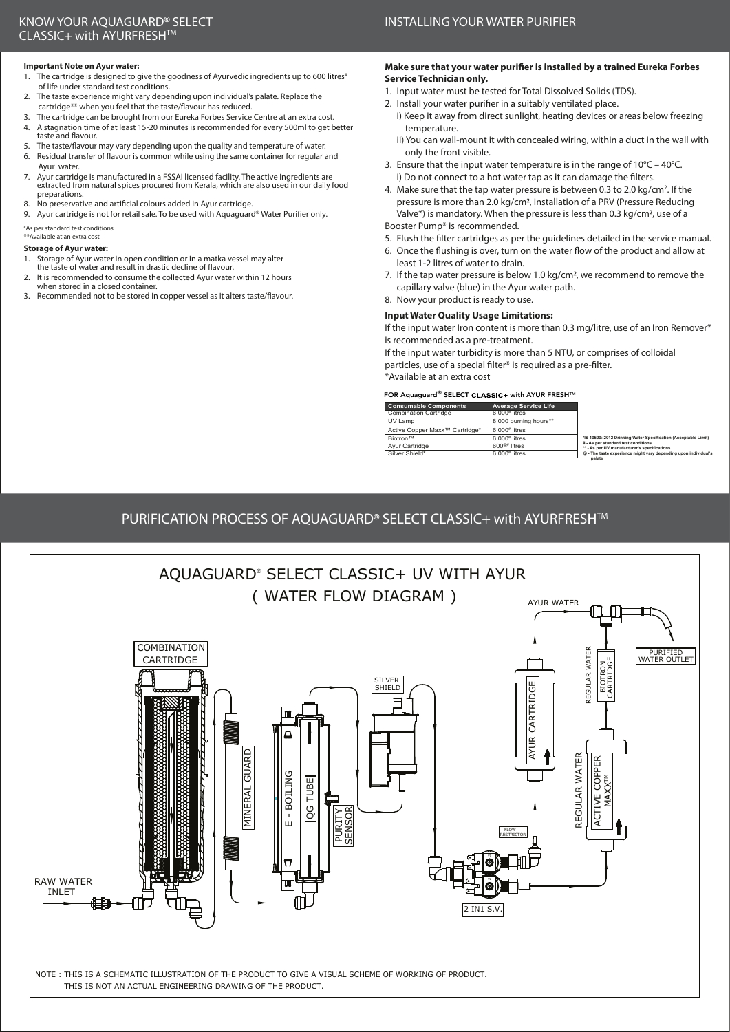## KNOW YOUR AQUAGUARD® SELECT CLASSIC+ with AYURFRESH™

**Important Note on Ayur water:**

1. The cartridge is designed to give the goodness of Ayurvedic ingredients up to 600 litres# of life under standard test conditions.
2. The taste experience might vary depending upon individual's palate. Replace the cartridge** when you feel that the taste/flavour has reduced.
3. The cartridge can be brought from our Eureka Forbes Service Centre at an extra cost.
4. A stagnation time of at least 15-20 minutes is recommended for every 500ml to get better taste and flavour.
5. The taste/flavour may vary depending upon the quality and temperature of water.
6. Residual transfer of flavour is common while using the same container for regular and Ayur water.
7. Ayur cartridge is manufactured in a FSSAI licensed facility. The active ingredients are extracted from natural spices procured from Kerala, which are also used in our daily food preparations.
8. No preservative and artificial colours added in Ayur cartridge.
9. Ayur cartridge is not for retail sale. To be used with Aquaguard® Water Purifier only.

#As per standard test conditions
**Available at an extra cost

**Storage of Ayur water:**

1. Storage of Ayur water in open condition or in a matka vessel may alter the taste of water and result in drastic decline of flavour.
2. It is recommended to consume the collected Ayur water within 12 hours when stored in a closed container.
3. Recommended not to be stored in copper vessel as it alters taste/flavour.

## INSTALLING YOUR WATER PURIFIER

**Make sure that your water purifier is installed by a trained Eureka Forbes Service Technician only.**

1. Input water must be tested for Total Dissolved Solids (TDS).
2. Install your water purifier in a suitably ventilated place.
   i) Keep it away from direct sunlight, heating devices or areas below freezing temperature.
   ii) You can wall-mount it with concealed wiring, within a duct in the wall with only the front visible.
3. Ensure that the input water temperature is in the range of 10°C – 40°C.
   i) Do not connect to a hot water tap as it can damage the filters.
4. Make sure that the tap water pressure is between 0.3 to 2.0 kg/cm². If the pressure is more than 2.0 kg/cm², installation of a PRV (Pressure Reducing Valve*) is mandatory. When the pressure is less than 0.3 kg/cm², use of a Booster Pump* is recommended.
5. Flush the filter cartridges as per the guidelines detailed in the service manual.
6. Once the flushing is over, turn on the water flow of the product and allow at least 1-2 litres of water to drain.
7. If the tap water pressure is below 1.0 kg/cm², we recommend to remove the capillary valve (blue) in the Ayur water path.
8. Now your product is ready to use.

**Input Water Quality Usage Limitations:**

If the input water Iron content is more than 0.3 mg/litre, use of an Iron Remover* is recommended as a pre-treatment.
If the input water turbidity is more than 5 NTU, or comprises of colloidal particles, use of a special filter* is required as a pre-filter.
*Available at an extra cost

**FOR Aquaguard® SELECT CLASSIC+ with AYUR FRESH™**

| Consumable Components | Average Service Life |
|---|---|
| Combination Cartridge | 6,000# litres |
| UV Lamp | 8,000 burning hours** |
| Active Copper Maxx™ Cartridge* | 6,000# litres |
| Biotron™ | 6,000# litres |
| Ayur Cartridge | 600@# litres |
| Silver Shield* | 6,000# litres |

*IS 10500: 2012 Drinking Water Specification (Acceptable Limit)
# - As per standard test conditions
** - As per UV manufacturer's specifications
@ - The taste experience might vary depending upon individual's palate

## PURIFICATION PROCESS OF AQUAGUARD® SELECT CLASSIC+ with AYURFRESH™

AQUAGUARD® SELECT CLASSIC+ UV WITH AYUR
( WATER FLOW DIAGRAM )

RAW WATER INLET · COMBINATION CARTRIDGE · MINERAL GUARD · E - BOILING · QG TUBE · PURITY SENSOR · SILVER SHIELD · 2 IN1 S.V. · FLOW RESTRICTOR · AYUR CARTRIDGE · AYUR WATER · REGULAR WATER · ACTIVE COPPER MAXX™ · BIOTRON CARTRIDGE · PURIFIED WATER OUTLET

NOTE : THIS IS A SCHEMATIC ILLUSTRATION OF THE PRODUCT TO GIVE A VISUAL SCHEME OF WORKING OF PRODUCT. THIS IS NOT AN ACTUAL ENGINEERING DRAWING OF THE PRODUCT.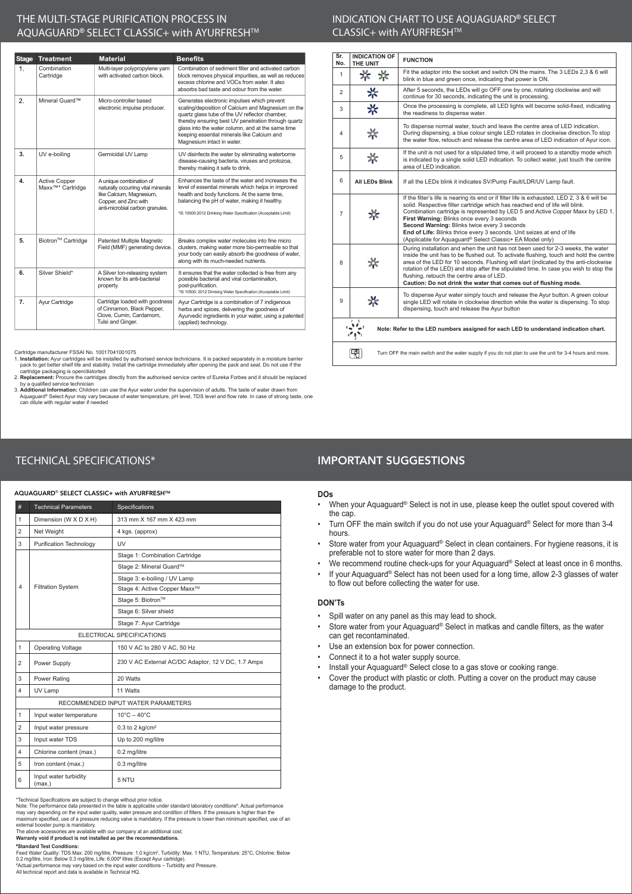## THE MULTI-STAGE PURIFICATION PROCESS IN AQUAGUARD® SELECT CLASSIC+ with AYURFRESH™

| Stage | Treatment | Material | Benefits |
|---|---|---|---|
| 1. | Combination Cartridge | Multi-layer polypropylene yarn with activated carbon block. | Combination of sediment filter and activated carbon block removes physical impurities, as well as reduces excess chlorine and VOCs from water. It also absorbs bad taste and odour from the water. |
| 2. | Mineral Guard™ | Micro-controller based electronic impulse producer. | Generates electronic impulses which prevent scaling/deposition of Calcium and Magnesium on the quartz glass tube of the UV reflector chamber, thereby ensuring best UV penetration through quartz glass into the water column, and at the same time keeping essential minerals like Calcium and Magnesium intact in water. |
| 3. | UV e-boiling | Germicidal UV Lamp | UV disinfects the water by eliminating waterborne disease-causing bacteria, viruses and protozoa, thereby making it safe to drink. |
| 4. | Active Copper Maxx™* Cartridge | A unique combination of naturally occurring vital minerals like Calcium, Magnesium, Copper, and Zinc with anti-microbial carbon granules. | Enhances the taste of the water and increases the level of essential minerals which helps in improved health and body functions. At the same time, balancing the pH of water, making it healthy. *IS 10500:2012 Drinking Water Specification (Acceptable Limit) |
| 5. | Biotron™ Cartridge | Patented Multiple Magnetic Field (MMF) generating device. | Breaks complex water molecules into fine micro clusters, making water more bio-permeable so that your body can easily absorb the goodness of water, along with its much-needed nutrients. |
| 6. | Silver Shield* | A Silver Ion-releasing system known for its anti-bacterial property. | It ensures that the water collected is free from any possible bacterial and viral contamination, post-purification. *IS 10500: 2012 Drinking Water Specification (Acceptable Limit) |
| 7. | Ayur Cartridge | Cartridge loaded with goodness of Cinnamon, Black Pepper, Clove, Cumin, Cardamom, Tulsi and Ginger. | Ayur Cartridge is a combination of 7 indigenous herbs and spices, delivering the goodness of Ayurvedic ingredients in your water, using a patented (applied) technology. |

Cartridge manufacturer FSSAI No. 10017041001075

1. **Installation:** Ayur cartridges will be installed by authorised service technicians. It is packed separately in a moisture barrier pack to get better shelf life and stability. Install the cartridge immediately after opening the pack and seal. Do not use if the cartridge packaging is open/distorted
2. **Replacement:** Procure the cartridges directly from the authorised service centre of Eureka Forbes and it should be replaced by a qualified service technician
3. **Additional Information:** Children can use the Ayur water under the supervision of adults. The taste of water drawn from Aquaguard® Select Ayur may vary because of water temperature, pH level, TDS level and flow rate. In case of strong taste, one can dilute with regular water if needed

## INDICATION CHART TO USE AQUAGUARD® SELECT CLASSIC+ with AYURFRESH™

| Sr. No. | INDICATION OF THE UNIT | FUNCTION |
|---|---|---|
| 1 | | Fit the adaptor into the socket and switch ON the mains. The 3 LEDs 2,3 & 6 will blink in blue and green once, indicating that power is ON. |
| 2 | | After 5 seconds, the LEDs will go OFF one by one, rotating clockwise and will continue for 30 seconds, indicating the unit is processing. |
| 3 | | Once the processing is complete, all LED lights will become solid-fixed, indicating the readiness to dispense water. |
| 4 | | To dispense normal water, touch and leave the centre area of LED indication. During dispensing, a blue colour single LED rotates in clockwise direction.To stop the water flow, retouch and release the centre area of LED indication of Ayur icon. |
| 5 | | If the unit is not used for a stipulated time, it will proceed to a standby mode which is indicated by a single solid LED indication. To collect water, just touch the centre area of LED indication. |
| 6 | All LEDs Blink | If all the LEDs blink it indicates SV/Pump Fault/LDR/UV Lamp fault. |
| 7 | | If the filter's life is nearing its end or if filter life is exhausted, LED 2, 3 & 6 will be solid. Respective filter cartridge which has reached end of life will blink. Combination cartridge is represented by LED 5 and Active Copper Maxx by LED 1. **First Warning:** Blinks once every 3 seconds **Second Warning:** Blinks twice every 3 seconds **End of Life:** Blinks thrice every 3 seconds. Unit seizes at end of life (Applicable for Aquaguard® Select Classic+ EA Model only) |
| 8 | | During installation and when the unit has not been used for 2-3 weeks, the water inside the unit has to be flushed out. To activate flushing, touch and hold the centre area of the LED for 10 seconds. Flushing will start (indicated by the anti-clockwise rotation of the LED) and stop after the stipulated time. In case you wish to stop the flushing, retouch the centre area of LED. **Caution: Do not drink the water that comes out of flushing mode.** |
| 9 | | To dispense Ayur water simply touch and release the Ayur button. A green colour single LED will rotate in clockwise direction while the water is dispensing. To stop dispensing, touch and release the Ayur button |

**Note: Refer to the LED numbers assigned for each LED to understand indication chart.**

Turn OFF the main switch and the water supply if you do not plan to use the unit for 3-4 hours and more.

## TECHNICAL SPECIFICATIONS*

**AQUAGUARD® SELECT CLASSIC+ with AYURFRESH™**

| # | Technical Parameters | Specifications |
|---|---|---|
| 1 | Dimension (W X D X H) | 313 mm X 167 mm X 423 mm |
| 2 | Net Weight | 4 kgs. (approx) |
| 3 | Purification Technology | UV |
| 4 | Filtration System | Stage 1: Combination Cartridge |
| | | Stage 2: Mineral Guard™ |
| | | Stage 3: e-boiling / UV Lamp |
| | | Stage 4: Active Copper Maxx™ |
| | | Stage 5: Biotron™ |
| | | Stage 6: Silver shield |
| | | Stage 7: Ayur Cartridge |
| | ELECTRICAL SPECIFICATIONS | |
| 1 | Operating Voltage | 150 V AC to 280 V AC, 50 Hz |
| 2 | Power Supply | 230 V AC External AC/DC Adaptor, 12 V DC, 1.7 Amps |
| 3 | Power Rating | 20 Watts |
| 4 | UV Lamp | 11 Watts |
| | RECOMMENDED INPUT WATER PARAMETERS | |
| 1 | Input water temperature | 10°C – 40°C |
| 2 | Input water pressure | 0.3 to 2 kg/cm$^2$ |
| 3 | Input water TDS | Up to 200 mg/litre |
| 4 | Chlorine content (max.) | 0.2 mg/litre |
| 5 | Iron content (max.) | 0.3 mg/litre |
| 6 | Input water turbidity (max.) | 5 NTU |

*Technical Specifications are subject to change without prior notice.
Note: The performance data presented in the table is applicable under standard laboratory conditions#. Actual performance may vary depending on the input water quality, water pressure and condition of filters. If the pressure is higher than the maximum specified, use of a pressure reducing valve is mandatory. If the pressure is lower than minimum specified, use of an external booster pump is mandatory.
The above accessories are available with our company at an additional cost.
**Warranty void if product is not installed as per the recommendations.**

**#Standard Test Conditions:**
Feed Water Quality: TDS Max: 200 mg/litre, Pressure: 1.0 kg/cm$^2$, Turbidity: Max. 1 NTU, Temperature: 25°C, Chlorine: Below 0.2 mg/litre, Iron: Below 0.3 mg/litre, Life: 6,000# litres (Except Ayur cartridge).
#Actual performance may vary based on the input water conditions – Turbidity and Pressure.
All technical report and data is available in Technical HQ.

## IMPORTANT SUGGESTIONS

### DOs

- When your Aquaguard® Select is not in use, please keep the outlet spout covered with the cap.
- Turn OFF the main switch if you do not use your Aquaguard® Select for more than 3-4 hours.
- Store water from your Aquaguard® Select in clean containers. For hygiene reasons, it is preferable not to store water for more than 2 days.
- We recommend routine check-ups for your Aquaguard® Select at least once in 6 months.
- If your Aquaguard® Select has not been used for a long time, allow 2-3 glasses of water to flow out before collecting the water for use.

### DON'Ts

- Spill water on any panel as this may lead to shock.
- Store water from your Aquaguard® Select in matkas and candle filters, as the water can get recontaminated.
- Use an extension box for power connection.
- Connect it to a hot water supply source.
- Install your Aquaguard® Select close to a gas stove or cooking range.
- Cover the product with plastic or cloth. Putting a cover on the product may cause damage to the product.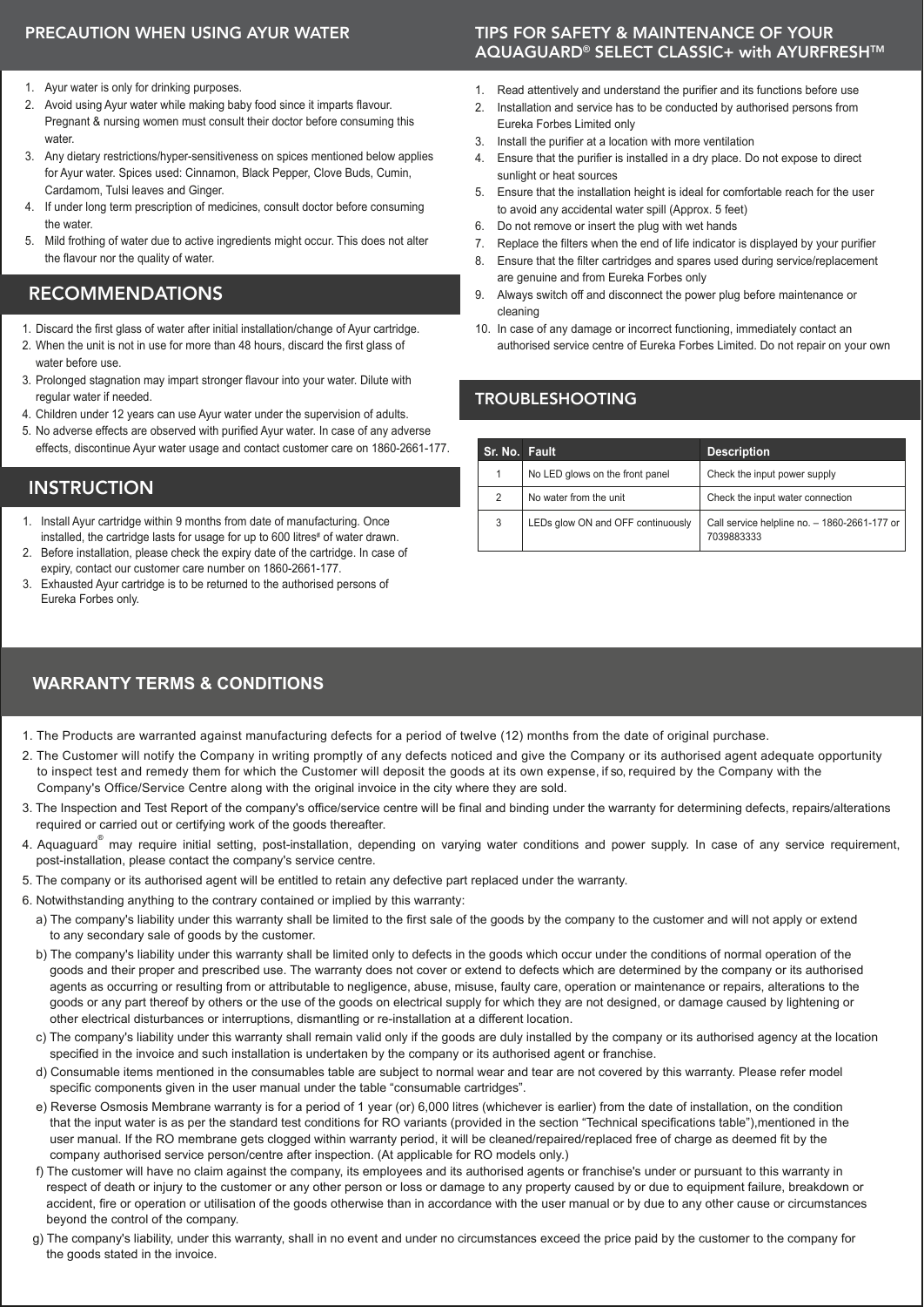## PRECAUTION WHEN USING AYUR WATER

1. Ayur water is only for drinking purposes.
2. Avoid using Ayur water while making baby food since it imparts flavour. Pregnant & nursing women must consult their doctor before consuming this water.
3. Any dietary restrictions/hyper-sensitiveness on spices mentioned below applies for Ayur water. Spices used: Cinnamon, Black Pepper, Clove Buds, Cumin, Cardamom, Tulsi leaves and Ginger.
4. If under long term prescription of medicines, consult doctor before consuming the water.
5. Mild frothing of water due to active ingredients might occur. This does not alter the flavour nor the quality of water.

## RECOMMENDATIONS

1. Discard the first glass of water after initial installation/change of Ayur cartridge.
2. When the unit is not in use for more than 48 hours, discard the first glass of water before use.
3. Prolonged stagnation may impart stronger flavour into your water. Dilute with regular water if needed.
4. Children under 12 years can use Ayur water under the supervision of adults.
5. No adverse effects are observed with purified Ayur water. In case of any adverse effects, discontinue Ayur water usage and contact customer care on 1860-2661-177.

## INSTRUCTION

1. Install Ayur cartridge within 9 months from date of manufacturing. Once installed, the cartridge lasts for usage for up to 600 litres# of water drawn.
2. Before installation, please check the expiry date of the cartridge. In case of expiry, contact our customer care number on 1860-2661-177.
3. Exhausted Ayur cartridge is to be returned to the authorised persons of Eureka Forbes only.

## TIPS FOR SAFETY & MAINTENANCE OF YOUR AQUAGUARD® SELECT CLASSIC+ with AYURFRESH™

1. Read attentively and understand the purifier and its functions before use
2. Installation and service has to be conducted by authorised persons from Eureka Forbes Limited only
3. Install the purifier at a location with more ventilation
4. Ensure that the purifier is installed in a dry place. Do not expose to direct sunlight or heat sources
5. Ensure that the installation height is ideal for comfortable reach for the user to avoid any accidental water spill (Approx. 5 feet)
6. Do not remove or insert the plug with wet hands
7. Replace the filters when the end of life indicator is displayed by your purifier
8. Ensure that the filter cartridges and spares used during service/replacement are genuine and from Eureka Forbes only
9. Always switch off and disconnect the power plug before maintenance or cleaning
10. In case of any damage or incorrect functioning, immediately contact an authorised service centre of Eureka Forbes Limited. Do not repair on your own

## TROUBLESHOOTING

| Sr. No. | Fault | Description |
|---|---|---|
| 1 | No LED glows on the front panel | Check the input power supply |
| 2 | No water from the unit | Check the input water connection |
| 3 | LEDs glow ON and OFF continuously | Call service helpline no. – 1860-2661-177 or 7039883333 |

## WARRANTY TERMS & CONDITIONS

1. The Products are warranted against manufacturing defects for a period of twelve (12) months from the date of original purchase.
2. The Customer will notify the Company in writing promptly of any defects noticed and give the Company or its authorised agent adequate opportunity to inspect test and remedy them for which the Customer will deposit the goods at its own expense, if so, required by the Company with the Company's Office/Service Centre along with the original invoice in the city where they are sold.
3. The Inspection and Test Report of the company's office/service centre will be final and binding under the warranty for determining defects, repairs/alterations required or carried out or certifying work of the goods thereafter.
4. Aquaguard® may require initial setting, post-installation, depending on varying water conditions and power supply. In case of any service requirement, post-installation, please contact the company's service centre.
5. The company or its authorised agent will be entitled to retain any defective part replaced under the warranty.
6. Notwithstanding anything to the contrary contained or implied by this warranty:
   a) The company's liability under this warranty shall be limited to the first sale of the goods by the company to the customer and will not apply or extend to any secondary sale of goods by the customer.
   b) The company's liability under this warranty shall be limited only to defects in the goods which occur under the conditions of normal operation of the goods and their proper and prescribed use. The warranty does not cover or extend to defects which are determined by the company or its authorised agents as occurring or resulting from or attributable to negligence, abuse, misuse, faulty care, operation or maintenance or repairs, alterations to the goods or any part thereof by others or the use of the goods on electrical supply for which they are not designed, or damage caused by lightening or other electrical disturbances or interruptions, dismantling or re-installation at a different location.
   c) The company's liability under this warranty shall remain valid only if the goods are duly installed by the company or its authorised agency at the location specified in the invoice and such installation is undertaken by the company or its authorised agent or franchise.
   d) Consumable items mentioned in the consumables table are subject to normal wear and tear are not covered by this warranty. Please refer model specific components given in the user manual under the table "consumable cartridges".
   e) Reverse Osmosis Membrane warranty is for a period of 1 year (or) 6,000 litres (whichever is earlier) from the date of installation, on the condition that the input water is as per the standard test conditions for RO variants (provided in the section "Technical specifications table"),mentioned in the user manual. If the RO membrane gets clogged within warranty period, it will be cleaned/repaired/replaced free of charge as deemed fit by the company authorised service person/centre after inspection. (At applicable for RO models only.)
   f) The customer will have no claim against the company, its employees and its authorised agents or franchise's under or pursuant to this warranty in respect of death or injury to the customer or any other person or loss or damage to any property caused by or due to equipment failure, breakdown or accident, fire or operation or utilisation of the goods otherwise than in accordance with the user manual or by due to any other cause or circumstances beyond the control of the company.
   g) The company's liability, under this warranty, shall in no event and under no circumstances exceed the price paid by the customer to the company for the goods stated in the invoice.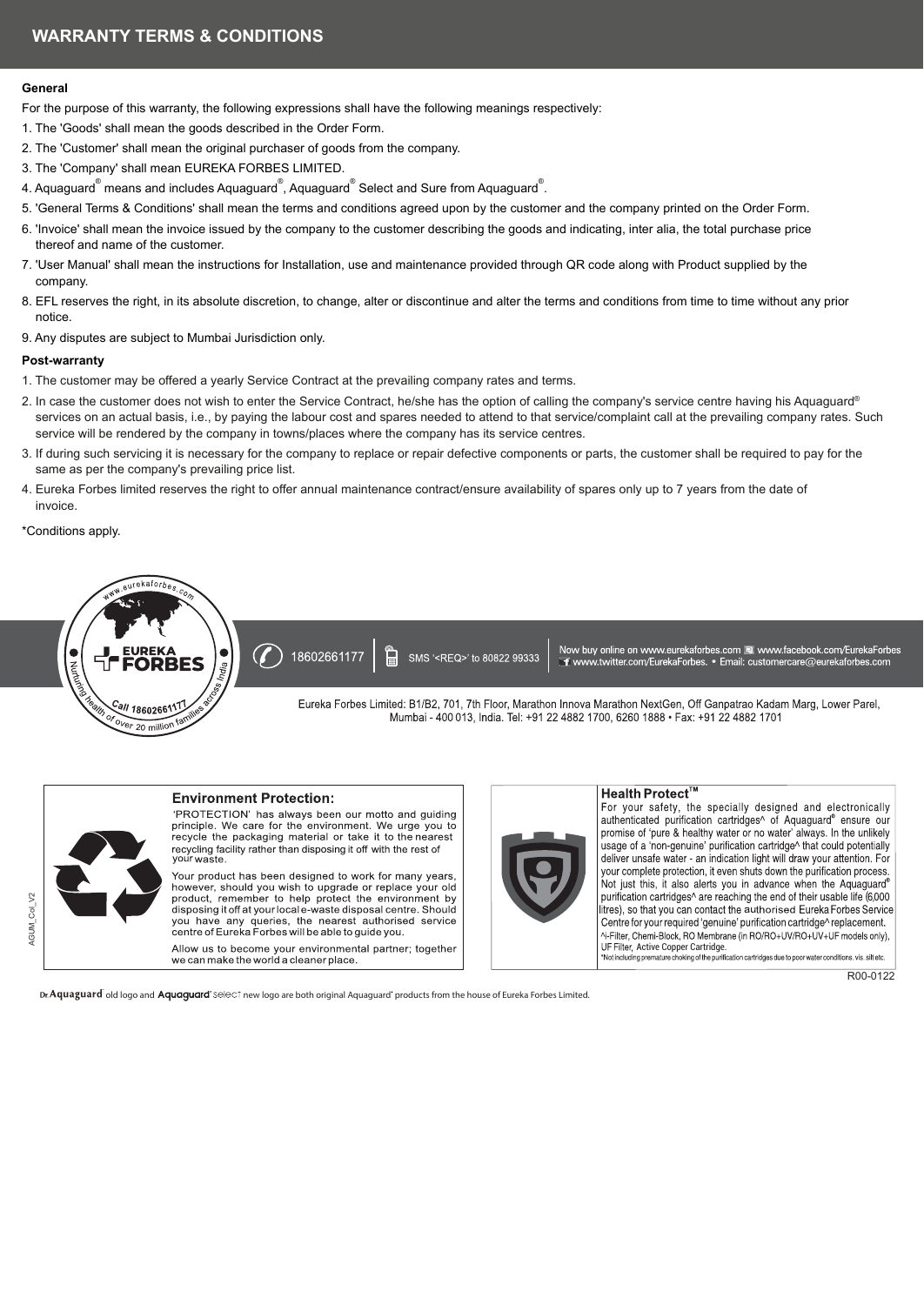## WARRANTY TERMS & CONDITIONS

**General**

For the purpose of this warranty, the following expressions shall have the following meanings respectively:

1. The 'Goods' shall mean the goods described in the Order Form.
2. The 'Customer' shall mean the original purchaser of goods from the company.
3. The 'Company' shall mean EUREKA FORBES LIMITED.
4. Aquaguard® means and includes Aquaguard®, Aquaguard® Select and Sure from Aquaguard®.
5. 'General Terms & Conditions' shall mean the terms and conditions agreed upon by the customer and the company printed on the Order Form.
6. 'Invoice' shall mean the invoice issued by the company to the customer describing the goods and indicating, inter alia, the total purchase price thereof and name of the customer.
7. 'User Manual' shall mean the instructions for Installation, use and maintenance provided through QR code along with Product supplied by the company.
8. EFL reserves the right, in its absolute discretion, to change, alter or discontinue and alter the terms and conditions from time to time without any prior notice.
9. Any disputes are subject to Mumbai Jurisdiction only.

**Post-warranty**

1. The customer may be offered a yearly Service Contract at the prevailing company rates and terms.
2. In case the customer does not wish to enter the Service Contract, he/she has the option of calling the company's service centre having his Aquaguard® services on an actual basis, i.e., by paying the labour cost and spares needed to attend to that service/complaint call at the prevailing company rates. Such service will be rendered by the company in towns/places where the company has its service centres.
3. If during such servicing it is necessary for the company to replace or repair defective components or parts, the customer shall be required to pay for the same as per the company's prevailing price list.
4. Eureka Forbes limited reserves the right to offer annual maintenance contract/ensure availability of spares only up to 7 years from the date of invoice.

*Conditions apply.

www.eurekaforbes.com

EUREKA FORBES

Nurturing health of over 20 million families across India

Call 18602661177

18602661177 | SMS '<REQ>' to 80822 99333 | Now buy online on www.eurekaforbes.com www.facebook.com/EurekaForbes www.twitter.com/EurekaForbes. • Email: customercare@eurekaforbes.com

Eureka Forbes Limited: B1/B2, 701, 7th Floor, Marathon Innova Marathon NextGen, Off Ganpatrao Kadam Marg, Lower Parel, Mumbai - 400 013, India. Tel: +91 22 4882 1700, 6260 1888 • Fax: +91 22 4882 1701

**Environment Protection:**

'PROTECTION' has always been our motto and guiding principle. We care for the environment. We urge you to recycle the packaging material or take it to the nearest recycling facility rather than disposing it off with the rest of your waste.

Your product has been designed to work for many years, however, should you wish to upgrade or replace your old product, remember to help protect the environment by disposing it off at your local e-waste disposal centre. Should you have any queries, the nearest authorised service centre of Eureka Forbes will be able to guide you.

Allow us to become your environmental partner; together we can make the world a cleaner place.

AGUM_Col_V2

**Health Protect™**

For your safety, the specially designed and electronically authenticated purification cartridges^ of Aquaguard® ensure our promise of 'pure & healthy water or no water' always. In the unlikely usage of a 'non-genuine' purification cartridge^ that could potentially deliver unsafe water - an indication light will draw your attention. For your complete protection, it even shuts down the purification process. Not just this, it also alerts you in advance when the Aquaguard® purification cartridges^ are reaching the end of their usable life (6,000 litres), so that you can contact the authorised Eureka Forbes Service Centre for your required 'genuine' purification cartridge^ replacement.

^i-Filter, Chemi-Block, RO Membrane (in RO/RO+UV/RO+UV+UF models only), UF Filter, Active Copper Cartridge.

*Not including premature choking of the purification cartridges due to poor water conditions. vis. silt etc.

R00-0122

Dr. Aquaguard® old logo and Aquaguard® select new logo are both original Aquaguard® products from the house of Eureka Forbes Limited.